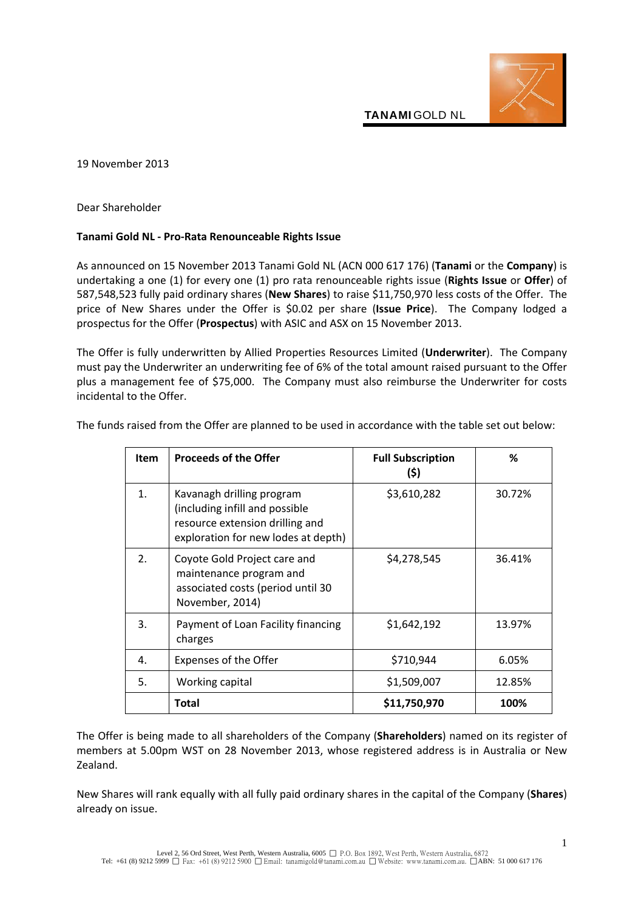TANAMI GOLD NL

19 November 2013

Dear Shareholder

**Tanami Gold NL - Pro-Rata Renounceable Rights Issue**

As announced on 15 November 2013 Tanami Gold NL (ACN 000 617 176) (**Tanami** or the **Company**) is undertaking a one (1) for every one (1) pro rata renounceable rights issue (**Rights Issue** or **Offer**) of 587,548,523 fully paid ordinary shares (**New Shares**) to raise $11,750,970 less costs of the Offer. The price of New Shares under the Offer is $0.02 per share (**Issue Price**). The Company lodged a prospectus for the Offer (**Prospectus**) with ASIC and ASX on 15 November 2013.

The Offer is fully underwritten by Allied Properties Resources Limited (**Underwriter**). The Company must pay the Underwriter an underwriting fee of 6% of the total amount raised pursuant to the Offer plus a management fee of $75,000. The Company must also reimburse the Underwriter for costs incidental to the Offer.

The funds raised from the Offer are planned to be used in accordance with the table set out below:

| Item | Proceeds of the Offer | Full Subscription ($) | % |
|---|---|---|---|
| 1. | Kavanagh drilling program (including infill and possible resource extension drilling and exploration for new lodes at depth) | $3,610,282 | 30.72% |
| 2. | Coyote Gold Project care and maintenance program and associated costs (period until 30 November, 2014) | $4,278,545 | 36.41% |
| 3. | Payment of Loan Facility financing charges | $1,642,192 | 13.97% |
| 4. | Expenses of the Offer | $710,944 | 6.05% |
| 5. | Working capital | $1,509,007 | 12.85% |
| | **Total** | **$11,750,970** | **100%** |

The Offer is being made to all shareholders of the Company (**Shareholders**) named on its register of members at 5.00pm WST on 28 November 2013, whose registered address is in Australia or New Zealand.

New Shares will rank equally with all fully paid ordinary shares in the capital of the Company (**Shares**) already on issue.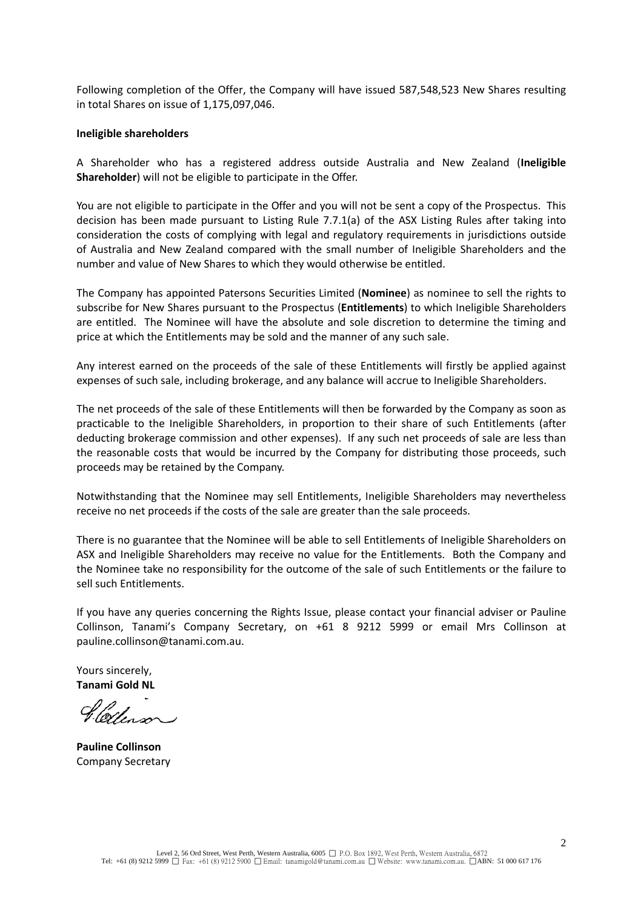Following completion of the Offer, the Company will have issued 587,548,523 New Shares resulting in total Shares on issue of 1,175,097,046.

**Ineligible shareholders**

A Shareholder who has a registered address outside Australia and New Zealand (**Ineligible Shareholder**) will not be eligible to participate in the Offer.

You are not eligible to participate in the Offer and you will not be sent a copy of the Prospectus. This decision has been made pursuant to Listing Rule 7.7.1(a) of the ASX Listing Rules after taking into consideration the costs of complying with legal and regulatory requirements in jurisdictions outside of Australia and New Zealand compared with the small number of Ineligible Shareholders and the number and value of New Shares to which they would otherwise be entitled.

The Company has appointed Patersons Securities Limited (**Nominee**) as nominee to sell the rights to subscribe for New Shares pursuant to the Prospectus (**Entitlements**) to which Ineligible Shareholders are entitled. The Nominee will have the absolute and sole discretion to determine the timing and price at which the Entitlements may be sold and the manner of any such sale.

Any interest earned on the proceeds of the sale of these Entitlements will firstly be applied against expenses of such sale, including brokerage, and any balance will accrue to Ineligible Shareholders.

The net proceeds of the sale of these Entitlements will then be forwarded by the Company as soon as practicable to the Ineligible Shareholders, in proportion to their share of such Entitlements (after deducting brokerage commission and other expenses). If any such net proceeds of sale are less than the reasonable costs that would be incurred by the Company for distributing those proceeds, such proceeds may be retained by the Company.

Notwithstanding that the Nominee may sell Entitlements, Ineligible Shareholders may nevertheless receive no net proceeds if the costs of the sale are greater than the sale proceeds.

There is no guarantee that the Nominee will be able to sell Entitlements of Ineligible Shareholders on ASX and Ineligible Shareholders may receive no value for the Entitlements. Both the Company and the Nominee take no responsibility for the outcome of the sale of such Entitlements or the failure to sell such Entitlements.

If you have any queries concerning the Rights Issue, please contact your financial adviser or Pauline Collinson, Tanami's Company Secretary, on +61 8 9212 5999 or email Mrs Collinson at pauline.collinson@tanami.com.au.

Yours sincerely,
**Tanami Gold NL**

**Pauline Collinson**
Company Secretary

Level 2, 56 Ord Street, West Perth, Western Australia, 6005 ☐ P.O. Box 1892, West Perth, Western Australia, 6872
Tel: +61 (8) 9212 5999 ☐ Fax: +61 (8) 9212 5900 ☐ Email: tanamigold@tanami.com.au ☐ Website: www.tanami.com.au. ☐ABN: 51 000 617 176